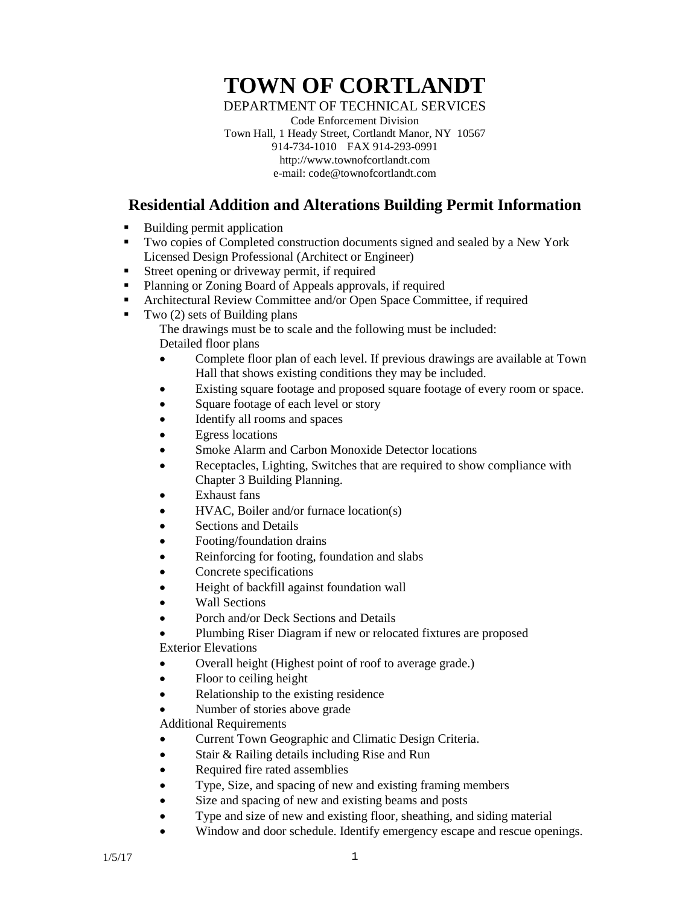# TOWN OF CORTLANDT

DEPARTMENT OF TECHNICAL SERVICES

Code Enforcement Division

Town Hall, 1 Heady Street, Cortlandt Manor, NY 10567

914-734-1010 FAX 914-293-0991

http://www.townofcortlandt.com

e-mail: code@townofcortlandt.com

## Residential Addition and Alterations Building Permit Information

- Building permit application
- Two copies of Completed construction documents signed and sealed by a New York Licensed Design Professional (Architect or Engineer)
- Street opening or driveway permit, if required
- Planning or Zoning Board of Appeals approvals, if required
- Architectural Review Committee and/or Open Space Committee, if required
- Two (2) sets of Building plans

  The drawings must be to scale and the following must be included:

  Detailed floor plans

  - Complete floor plan of each level. If previous drawings are available at Town Hall that shows existing conditions they may be included.
  - Existing square footage and proposed square footage of every room or space.
  - Square footage of each level or story
  - Identify all rooms and spaces
  - Egress locations
  - Smoke Alarm and Carbon Monoxide Detector locations
  - Receptacles, Lighting, Switches that are required to show compliance with Chapter 3 Building Planning.
  - Exhaust fans
  - HVAC, Boiler and/or furnace location(s)
  - Sections and Details
  - Footing/foundation drains
  - Reinforcing for footing, foundation and slabs
  - Concrete specifications
  - Height of backfill against foundation wall
  - Wall Sections
  - Porch and/or Deck Sections and Details
  - Plumbing Riser Diagram if new or relocated fixtures are proposed

  Exterior Elevations

  - Overall height (Highest point of roof to average grade.)
  - Floor to ceiling height
  - Relationship to the existing residence
  - Number of stories above grade

  Additional Requirements

  - Current Town Geographic and Climatic Design Criteria.
  - Stair & Railing details including Rise and Run
  - Required fire rated assemblies
  - Type, Size, and spacing of new and existing framing members
  - Size and spacing of new and existing beams and posts
  - Type and size of new and existing floor, sheathing, and siding material
  - Window and door schedule. Identify emergency escape and rescue openings.

1/5/17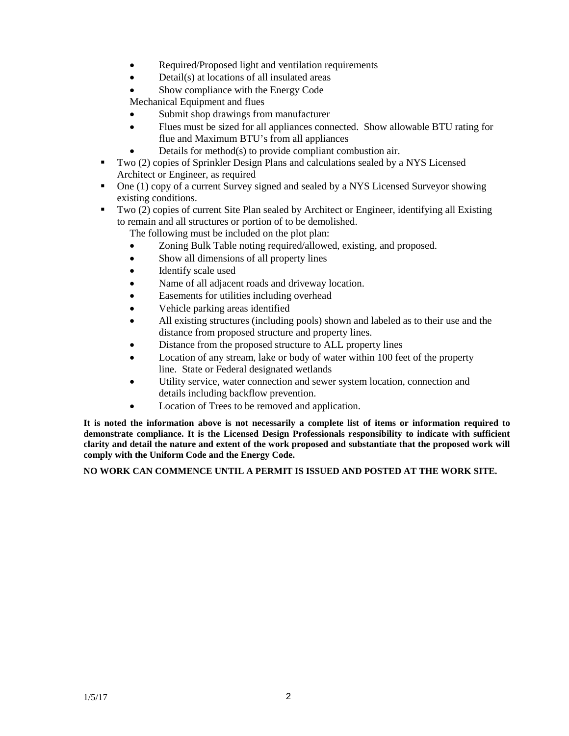- Required/Proposed light and ventilation requirements
- Detail(s) at locations of all insulated areas
- Show compliance with the Energy Code

Mechanical Equipment and flues

- Submit shop drawings from manufacturer
- Flues must be sized for all appliances connected. Show allowable BTU rating for flue and Maximum BTU's from all appliances
- Details for method(s) to provide compliant combustion air.

- Two (2) copies of Sprinkler Design Plans and calculations sealed by a NYS Licensed Architect or Engineer, as required
- One (1) copy of a current Survey signed and sealed by a NYS Licensed Surveyor showing existing conditions.
- Two (2) copies of current Site Plan sealed by Architect or Engineer, identifying all Existing to remain and all structures or portion of to be demolished.

  The following must be included on the plot plan:

  - Zoning Bulk Table noting required/allowed, existing, and proposed.
  - Show all dimensions of all property lines
  - Identify scale used
  - Name of all adjacent roads and driveway location.
  - Easements for utilities including overhead
  - Vehicle parking areas identified
  - All existing structures (including pools) shown and labeled as to their use and the distance from proposed structure and property lines.
  - Distance from the proposed structure to ALL property lines
  - Location of any stream, lake or body of water within 100 feet of the property line. State or Federal designated wetlands
  - Utility service, water connection and sewer system location, connection and details including backflow prevention.
  - Location of Trees to be removed and application.

**It is noted the information above is not necessarily a complete list of items or information required to demonstrate compliance. It is the Licensed Design Professionals responsibility to indicate with sufficient clarity and detail the nature and extent of the work proposed and substantiate that the proposed work will comply with the Uniform Code and the Energy Code.**

**NO WORK CAN COMMENCE UNTIL A PERMIT IS ISSUED AND POSTED AT THE WORK SITE.**